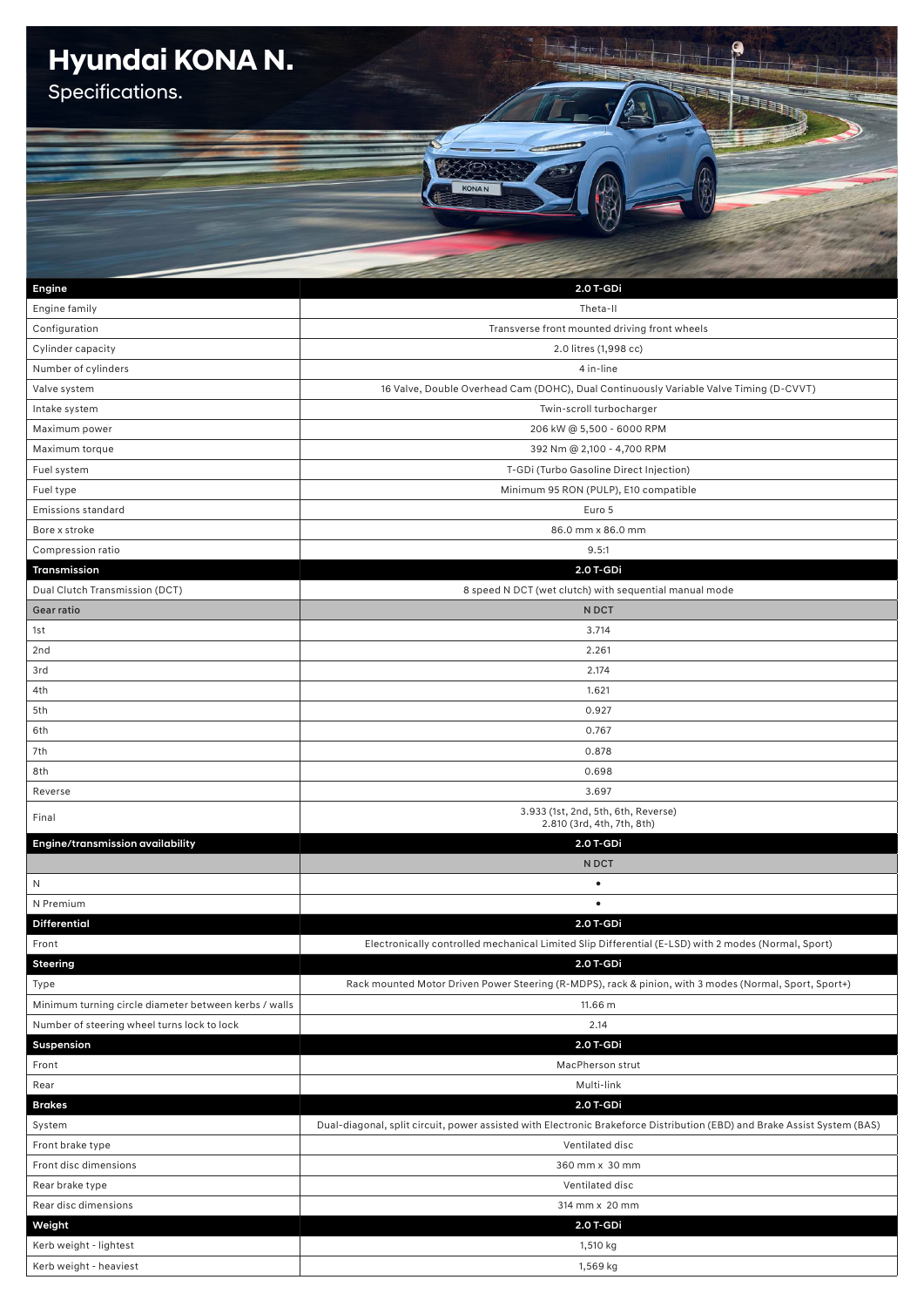# Hyundai KONA N.

## Specifications.

| Engine | 2.0 T-GDi |
|---|---|
| Engine family | Theta-II |
| Configuration | Transverse front mounted driving front wheels |
| Cylinder capacity | 2.0 litres (1,998 cc) |
| Number of cylinders | 4 in-line |
| Valve system | 16 Valve, Double Overhead Cam (DOHC), Dual Continuously Variable Valve Timing (D-CVVT) |
| Intake system | Twin-scroll turbocharger |
| Maximum power | 206 kW @ 5,500 - 6000 RPM |
| Maximum torque | 392 Nm @ 2,100 - 4,700 RPM |
| Fuel system | T-GDi (Turbo Gasoline Direct Injection) |
| Fuel type | Minimum 95 RON (PULP), E10 compatible |
| Emissions standard | Euro 5 |
| Bore x stroke | 86.0 mm x 86.0 mm |
| Compression ratio | 9.5:1 |

| Transmission | 2.0 T-GDi |
|---|---|
| Dual Clutch Transmission (DCT) | 8 speed N DCT (wet clutch) with sequential manual mode |
| **Gear ratio** | **N DCT** |
| 1st | 3.714 |
| 2nd | 2.261 |
| 3rd | 2.174 |
| 4th | 1.621 |
| 5th | 0.927 |
| 6th | 0.767 |
| 7th | 0.878 |
| 8th | 0.698 |
| Reverse | 3.697 |
| Final | 3.933 (1st, 2nd, 5th, 6th, Reverse)<br>2.810 (3rd, 4th, 7th, 8th) |

| Engine/transmission availability | 2.0 T-GDi |
|---|---|
| | **N DCT** |
| N | • |
| N Premium | • |

| Differential | 2.0 T-GDi |
|---|---|
| Front | Electronically controlled mechanical Limited Slip Differential (E-LSD) with 2 modes (Normal, Sport) |

| Steering | 2.0 T-GDi |
|---|---|
| Type | Rack mounted Motor Driven Power Steering (R-MDPS), rack & pinion, with 3 modes (Normal, Sport, Sport+) |
| Minimum turning circle diameter between kerbs / walls | 11.66 m |
| Number of steering wheel turns lock to lock | 2.14 |

| Suspension | 2.0 T-GDi |
|---|---|
| Front | MacPherson strut |
| Rear | Multi-link |

| Brakes | 2.0 T-GDi |
|---|---|
| System | Dual-diagonal, split circuit, power assisted with Electronic Brakeforce Distribution (EBD) and Brake Assist System (BAS) |
| Front brake type | Ventilated disc |
| Front disc dimensions | 360 mm x 30 mm |
| Rear brake type | Ventilated disc |
| Rear disc dimensions | 314 mm x 20 mm |

| Weight | 2.0 T-GDi |
|---|---|
| Kerb weight - lightest | 1,510 kg |
| Kerb weight - heaviest | 1,569 kg |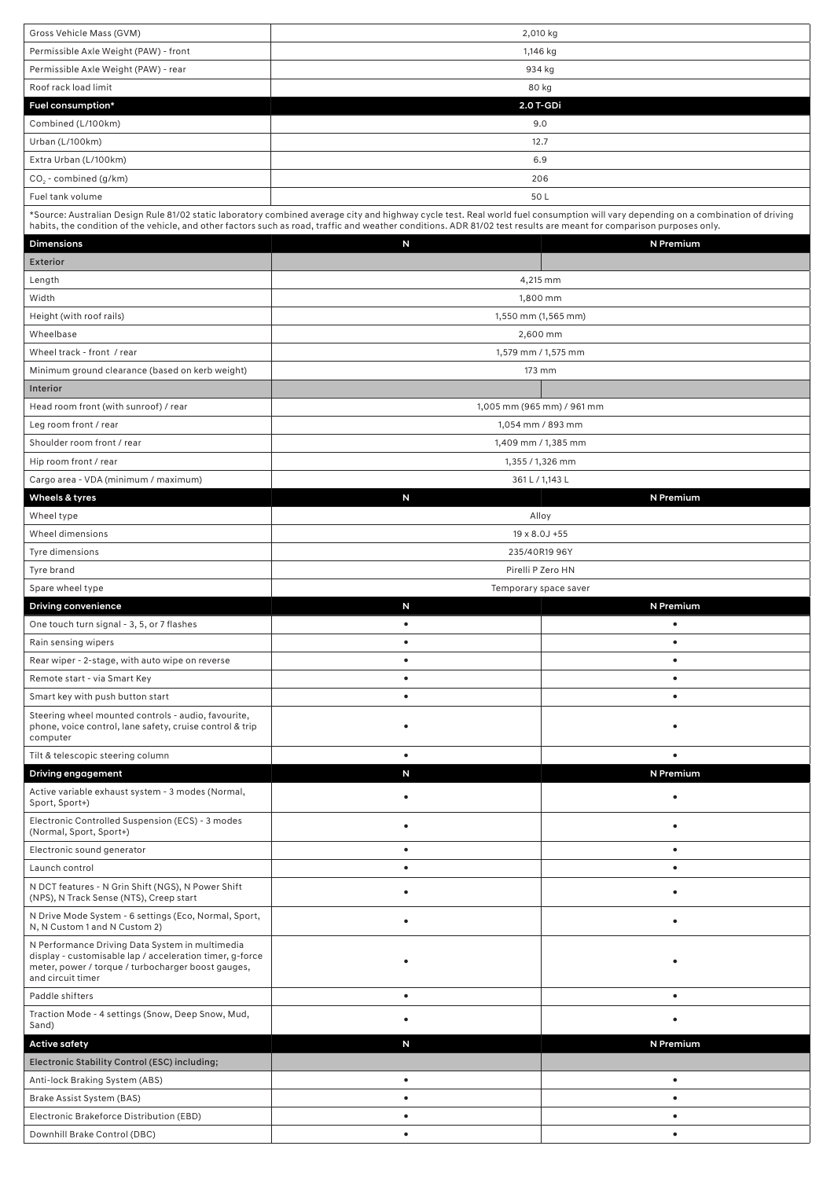| Gross Vehicle Mass (GVM) | 2,010 kg | |
|---|---|---|
| Permissible Axle Weight (PAW) - front | 1,146 kg | |
| Permissible Axle Weight (PAW) - rear | 934 kg | |
| Roof rack load limit | 80 kg | |
| **Fuel consumption*** | **2.0 T-GDi** | |
| Combined (L/100km) | 9.0 | |
| Urban (L/100km) | 12.7 | |
| Extra Urban (L/100km) | 6.9 | |
| $CO_2$ - combined (g/km) | 206 | |
| Fuel tank volume | 50 L | |

*Source: Australian Design Rule 81/02 static laboratory combined average city and highway cycle test. Real world fuel consumption will vary depending on a combination of driving habits, the condition of the vehicle, and other factors such as road, traffic and weather conditions. ADR 81/02 test results are meant for comparison purposes only.

| Dimensions | N | N Premium |
|---|---|---|
| **Exterior** | | |
| Length | 4,215 mm | |
| Width | 1,800 mm | |
| Height (with roof rails) | 1,550 mm (1,565 mm) | |
| Wheelbase | 2,600 mm | |
| Wheel track - front / rear | 1,579 mm / 1,575 mm | |
| Minimum ground clearance (based on kerb weight) | 173 mm | |
| **Interior** | | |
| Head room front (with sunroof) / rear | 1,005 mm (965 mm) / 961 mm | |
| Leg room front / rear | 1,054 mm / 893 mm | |
| Shoulder room front / rear | 1,409 mm / 1,385 mm | |
| Hip room front / rear | 1,355 / 1,326 mm | |
| Cargo area - VDA (minimum / maximum) | 361 L / 1,143 L | |
| **Wheels & tyres** | **N** | **N Premium** |
| Wheel type | Alloy | |
| Wheel dimensions | 19 x 8.0J +55 | |
| Tyre dimensions | 235/40R19 96Y | |
| Tyre brand | Pirelli P Zero HN | |
| Spare wheel type | Temporary space saver | |
| **Driving convenience** | **N** | **N Premium** |
| One touch turn signal - 3, 5, or 7 flashes | • | • |
| Rain sensing wipers | • | • |
| Rear wiper - 2-stage, with auto wipe on reverse | • | • |
| Remote start - via Smart Key | • | • |
| Smart key with push button start | • | • |
| Steering wheel mounted controls - audio, favourite, phone, voice control, lane safety, cruise control & trip computer | • | • |
| Tilt & telescopic steering column | • | • |
| **Driving engagement** | **N** | **N Premium** |
| Active variable exhaust system - 3 modes (Normal, Sport, Sport+) | • | • |
| Electronic Controlled Suspension (ECS) - 3 modes (Normal, Sport, Sport+) | • | • |
| Electronic sound generator | • | • |
| Launch control | • | • |
| N DCT features - N Grin Shift (NGS), N Power Shift (NPS), N Track Sense (NTS), Creep start | • | • |
| N Drive Mode System - 6 settings (Eco, Normal, Sport, N, N Custom 1 and N Custom 2) | • | • |
| N Performance Driving Data System in multimedia display - customisable lap / acceleration timer, g-force meter, power / torque / turbocharger boost gauges, and circuit timer | • | • |
| Paddle shifters | • | • |
| Traction Mode - 4 settings (Snow, Deep Snow, Mud, Sand) | • | • |
| **Active safety** | **N** | **N Premium** |
| **Electronic Stability Control (ESC) including;** | | |
| Anti-lock Braking System (ABS) | • | • |
| Brake Assist System (BAS) | • | • |
| Electronic Brakeforce Distribution (EBD) | • | • |
| Downhill Brake Control (DBC) | • | • |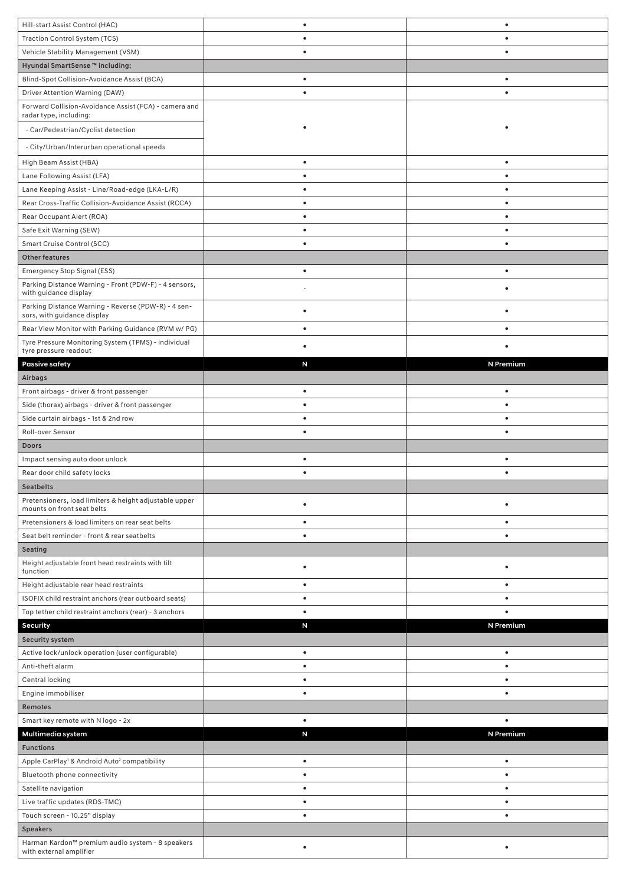| | | |
|---|---|---|
| Hill-start Assist Control (HAC) | • | • |
| Traction Control System (TCS) | • | • |
| Vehicle Stability Management (VSM) | • | • |
| **Hyundai SmartSense™ including;** | | |
| Blind-Spot Collision-Avoidance Assist (BCA) | • | • |
| Driver Attention Warning (DAW) | • | • |
| Forward Collision-Avoidance Assist (FCA) - camera and radar type, including:<br>- Car/Pedestrian/Cyclist detection<br>- City/Urban/Interurban operational speeds | • | • |
| High Beam Assist (HBA) | • | • |
| Lane Following Assist (LFA) | • | • |
| Lane Keeping Assist - Line/Road-edge (LKA-L/R) | • | • |
| Rear Cross-Traffic Collision-Avoidance Assist (RCCA) | • | • |
| Rear Occupant Alert (ROA) | • | • |
| Safe Exit Warning (SEW) | • | • |
| Smart Cruise Control (SCC) | • | • |
| **Other features** | | |
| Emergency Stop Signal (ESS) | • | • |
| Parking Distance Warning - Front (PDW-F) - 4 sensors, with guidance display | - | • |
| Parking Distance Warning - Reverse (PDW-R) - 4 sensors, with guidance display | • | • |
| Rear View Monitor with Parking Guidance (RVM w/ PG) | • | • |
| Tyre Pressure Monitoring System (TPMS) - individual tyre pressure readout | • | • |
| **Passive safety** | **N** | **N Premium** |
| **Airbags** | | |
| Front airbags - driver & front passenger | • | • |
| Side (thorax) airbags - driver & front passenger | • | • |
| Side curtain airbags - 1st & 2nd row | • | • |
| Roll-over Sensor | • | • |
| **Doors** | | |
| Impact sensing auto door unlock | • | • |
| Rear door child safety locks | • | • |
| **Seatbelts** | | |
| Pretensioners, load limiters & height adjustable upper mounts on front seat belts | • | • |
| Pretensioners & load limiters on rear seat belts | • | • |
| Seat belt reminder - front & rear seatbelts | • | • |
| **Seating** | | |
| Height adjustable front head restraints with tilt function | • | • |
| Height adjustable rear head restraints | • | • |
| ISOFIX child restraint anchors (rear outboard seats) | • | • |
| Top tether child restraint anchors (rear) - 3 anchors | • | • |
| **Security** | **N** | **N Premium** |
| **Security system** | | |
| Active lock/unlock operation (user configurable) | • | • |
| Anti-theft alarm | • | • |
| Central locking | • | • |
| Engine immobiliser | • | • |
| **Remotes** | | |
| Smart key remote with N logo - 2x | • | • |
| **Multimedia system** | **N** | **N Premium** |
| **Functions** | | |
| Apple CarPlay[1] & Android Auto[2] compatibility | • | • |
| Bluetooth phone connectivity | • | • |
| Satellite navigation | • | • |
| Live traffic updates (RDS-TMC) | • | • |
| Touch screen - 10.25" display | • | • |
| **Speakers** | | |
| Harman Kardon™ premium audio system - 8 speakers with external amplifier | • | • |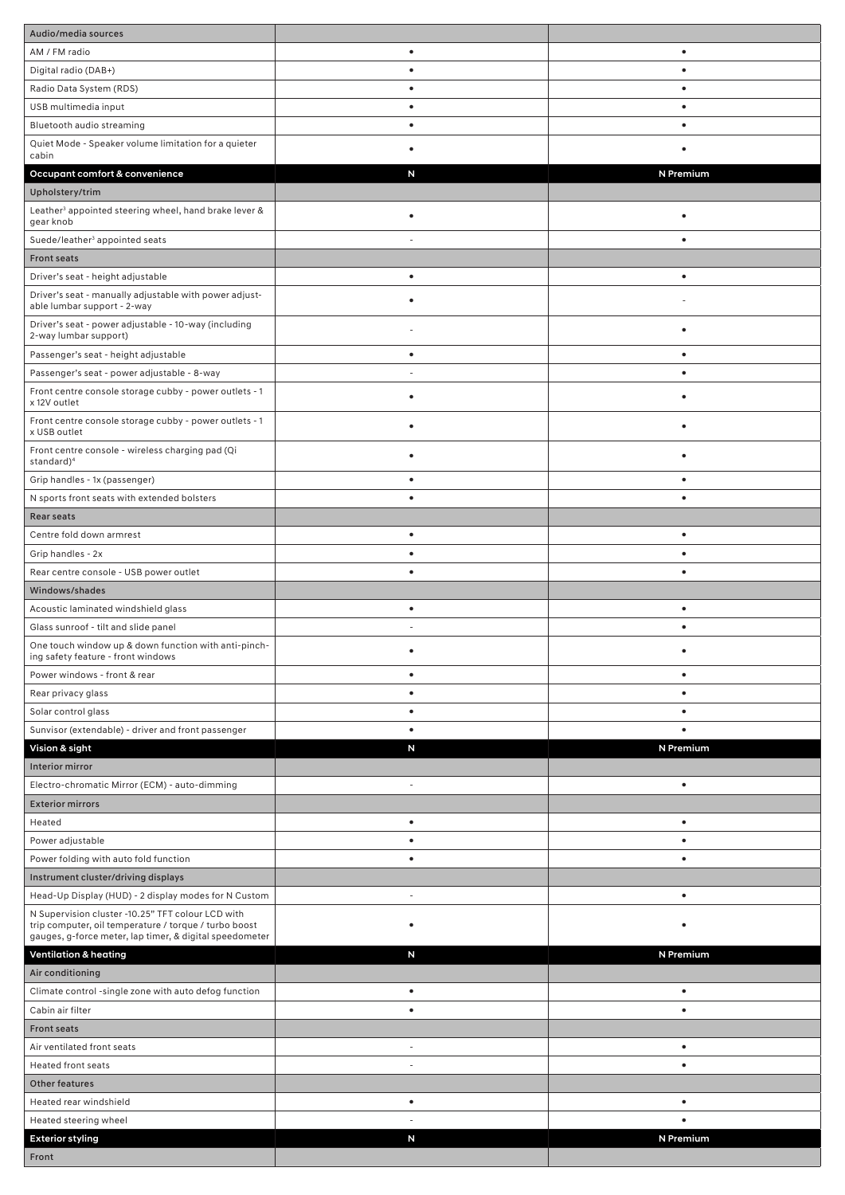| Audio/media sources | | |
|---|---|---|
| AM / FM radio | • | • |
| Digital radio (DAB+) | • | • |
| Radio Data System (RDS) | • | • |
| USB multimedia input | • | • |
| Bluetooth audio streaming | • | • |
| Quiet Mode - Speaker volume limitation for a quieter cabin | • | • |
| **Occupant comfort & convenience** | **N** | **N Premium** |
| Upholstery/trim | | |
| Leather[3] appointed steering wheel, hand brake lever & gear knob | • | • |
| Suede/leather[3] appointed seats | - | • |
| Front seats | | |
| Driver's seat - height adjustable | • | • |
| Driver's seat - manually adjustable with power adjustable lumbar support - 2-way | • | - |
| Driver's seat - power adjustable - 10-way (including 2-way lumbar support) | - | • |
| Passenger's seat - height adjustable | • | • |
| Passenger's seat - power adjustable - 8-way | - | • |
| Front centre console storage cubby - power outlets - 1 x 12V outlet | • | • |
| Front centre console storage cubby - power outlets - 1 x USB outlet | • | • |
| Front centre console - wireless charging pad (Qi standard)[4] | • | • |
| Grip handles - 1x (passenger) | • | • |
| N sports front seats with extended bolsters | • | • |
| Rear seats | | |
| Centre fold down armrest | • | • |
| Grip handles - 2x | • | • |
| Rear centre console - USB power outlet | • | • |
| Windows/shades | | |
| Acoustic laminated windshield glass | • | • |
| Glass sunroof - tilt and slide panel | - | • |
| One touch window up & down function with anti-pinching safety feature - front windows | • | • |
| Power windows - front & rear | • | • |
| Rear privacy glass | • | • |
| Solar control glass | • | • |
| Sunvisor (extendable) - driver and front passenger | • | • |
| **Vision & sight** | **N** | **N Premium** |
| Interior mirror | | |
| Electro-chromatic Mirror (ECM) - auto-dimming | - | • |
| Exterior mirrors | | |
| Heated | • | • |
| Power adjustable | • | • |
| Power folding with auto fold function | • | • |
| Instrument cluster/driving displays | | |
| Head-Up Display (HUD) - 2 display modes for N Custom | - | • |
| N Supervision cluster -10.25" TFT colour LCD with trip computer, oil temperature / torque / turbo boost gauges, g-force meter, lap timer, & digital speedometer | • | • |
| **Ventilation & heating** | **N** | **N Premium** |
| Air conditioning | | |
| Climate control -single zone with auto defog function | • | • |
| Cabin air filter | • | • |
| Front seats | | |
| Air ventilated front seats | - | • |
| Heated front seats | - | • |
| Other features | | |
| Heated rear windshield | • | • |
| Heated steering wheel | - | • |
| **Exterior styling** | **N** | **N Premium** |
| Front | | |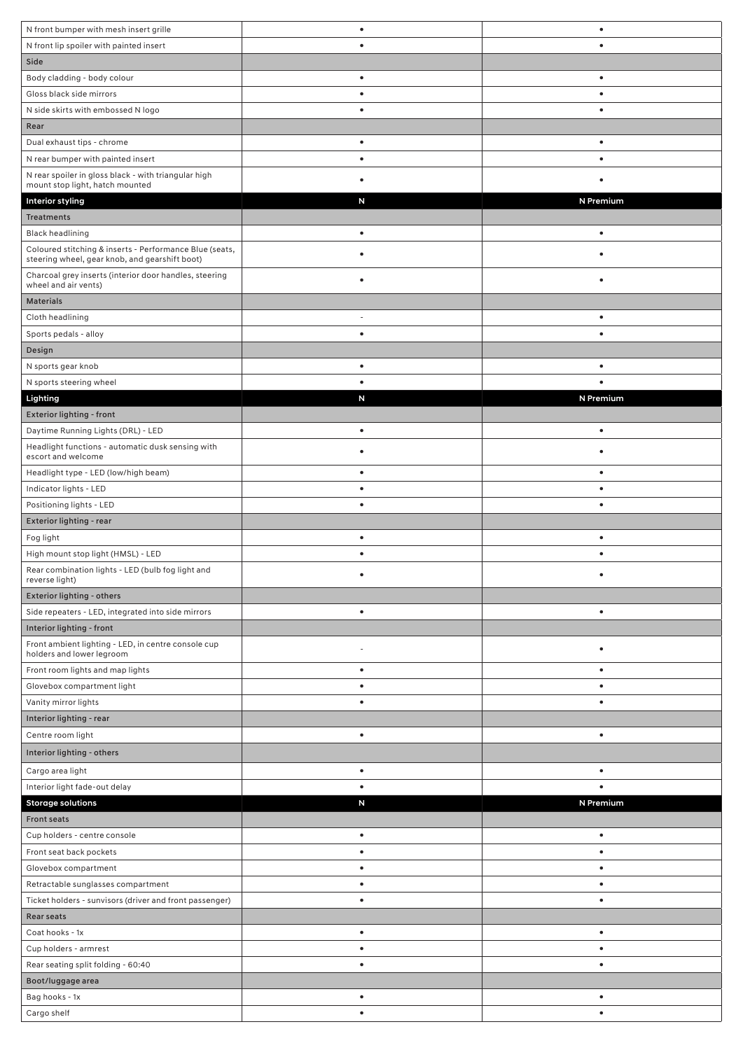| | | |
|---|---|---|
| N front bumper with mesh insert grille | • | • |
| N front lip spoiler with painted insert | • | • |
| **Side** | | |
| Body cladding - body colour | • | • |
| Gloss black side mirrors | • | • |
| N side skirts with embossed N logo | • | • |
| **Rear** | | |
| Dual exhaust tips - chrome | • | • |
| N rear bumper with painted insert | • | • |
| N rear spoiler in gloss black - with triangular high mount stop light, hatch mounted | • | • |
| **Interior styling** | **N** | **N Premium** |
| **Treatments** | | |
| Black headlining | • | • |
| Coloured stitching & inserts - Performance Blue (seats, steering wheel, gear knob, and gearshift boot) | • | • |
| Charcoal grey inserts (interior door handles, steering wheel and air vents) | • | • |
| **Materials** | | |
| Cloth headlining | - | • |
| Sports pedals - alloy | • | • |
| **Design** | | |
| N sports gear knob | • | • |
| N sports steering wheel | • | • |
| **Lighting** | **N** | **N Premium** |
| **Exterior lighting - front** | | |
| Daytime Running Lights (DRL) - LED | • | • |
| Headlight functions - automatic dusk sensing with escort and welcome | • | • |
| Headlight type - LED (low/high beam) | • | • |
| Indicator lights - LED | • | • |
| Positioning lights - LED | • | • |
| **Exterior lighting - rear** | | |
| Fog light | • | • |
| High mount stop light (HMSL) - LED | • | • |
| Rear combination lights - LED (bulb fog light and reverse light) | • | • |
| **Exterior lighting - others** | | |
| Side repeaters - LED, integrated into side mirrors | • | • |
| **Interior lighting - front** | | |
| Front ambient lighting - LED, in centre console cup holders and lower legroom | - | • |
| Front room lights and map lights | • | • |
| Glovebox compartment light | • | • |
| Vanity mirror lights | • | • |
| **Interior lighting - rear** | | |
| Centre room light | • | • |
| **Interior lighting - others** | | |
| Cargo area light | • | • |
| Interior light fade-out delay | • | • |
| **Storage solutions** | **N** | **N Premium** |
| **Front seats** | | |
| Cup holders - centre console | • | • |
| Front seat back pockets | • | • |
| Glovebox compartment | • | • |
| Retractable sunglasses compartment | • | • |
| Ticket holders - sunvisors (driver and front passenger) | • | • |
| **Rear seats** | | |
| Coat hooks - 1x | • | • |
| Cup holders - armrest | • | • |
| Rear seating split folding - 60:40 | • | • |
| **Boot/luggage area** | | |
| Bag hooks - 1x | • | • |
| Cargo shelf | • | • |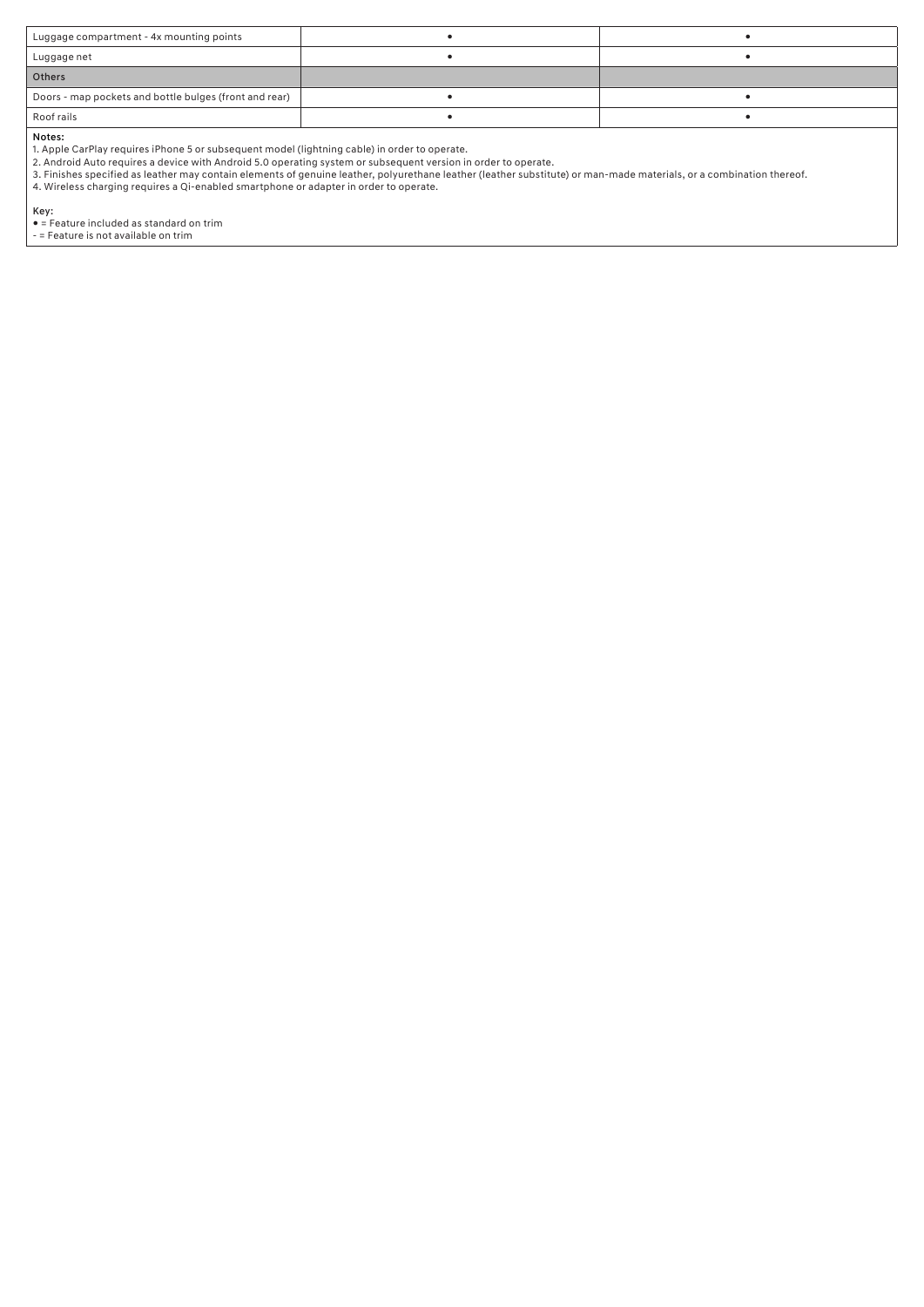| | | |
|---|---|---|
| Luggage compartment - 4x mounting points | • | • |
| Luggage net | • | • |
| **Others** | | |
| Doors - map pockets and bottle bulges (front and rear) | • | • |
| Roof rails | • | • |

**Notes:**

1. Apple CarPlay requires iPhone 5 or subsequent model (lightning cable) in order to operate.
2. Android Auto requires a device with Android 5.0 operating system or subsequent version in order to operate.
3. Finishes specified as leather may contain elements of genuine leather, polyurethane leather (leather substitute) or man-made materials, or a combination thereof.
4. Wireless charging requires a Qi-enabled smartphone or adapter in order to operate.

**Key:**

• = Feature included as standard on trim

- = Feature is not available on trim